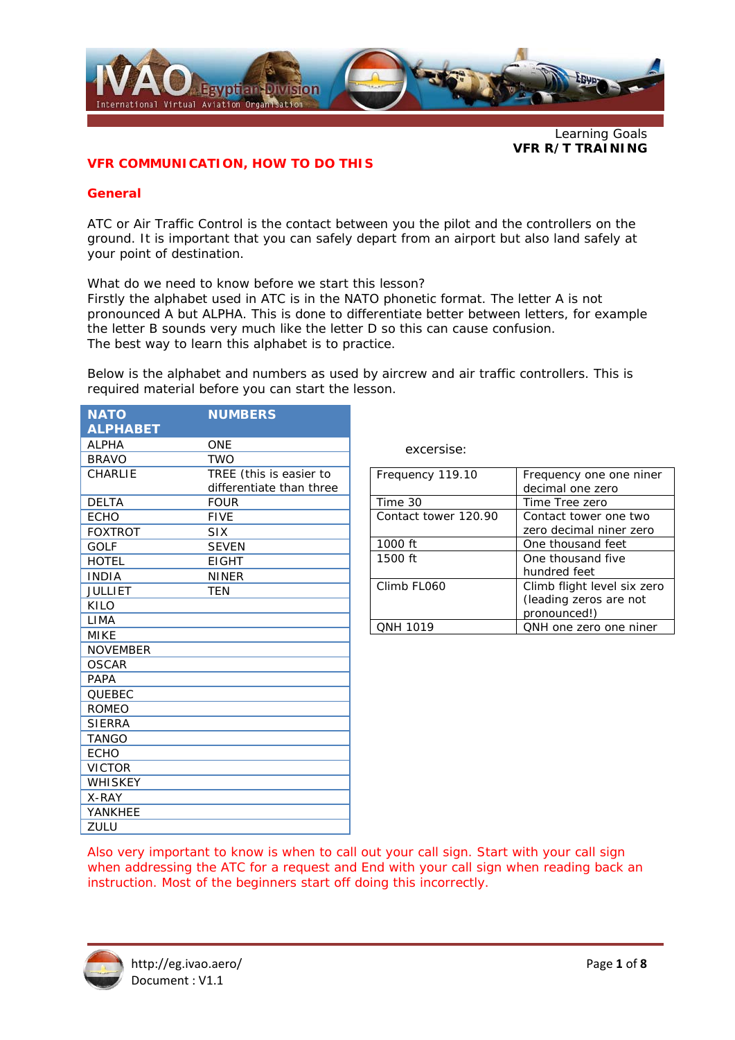Learning Goals
**VFR R/T TRAINING**

## VFR COMMUNICATION, HOW TO DO THIS

### General

ATC or Air Traffic Control is the contact between you the pilot and the controllers on the ground. It is important that you can safely depart from an airport but also land safely at your point of destination.

What do we need to know before we start this lesson?
Firstly the alphabet used in ATC is in the NATO phonetic format. The letter A is not pronounced A but ALPHA. This is done to differentiate better between letters, for example the letter B sounds very much like the letter D so this can cause confusion.
The best way to learn this alphabet is to practice.

Below is the alphabet and numbers as used by aircrew and air traffic controllers. This is required material before you can start the lesson.

| NATO ALPHABET | NUMBERS |
|---|---|
| ALPHA | ONE |
| BRAVO | TWO |
| CHARLIE | TREE (this is easier to differentiate than three |
| DELTA | FOUR |
| ECHO | FIVE |
| FOXTROT | SIX |
| GOLF | SEVEN |
| HOTEL | EIGHT |
| INDIA | NINER |
| JULLIET | TEN |
| KILO | |
| LIMA | |
| MIKE | |
| NOVEMBER | |
| OSCAR | |
| PAPA | |
| QUEBEC | |
| ROMEO | |
| SIERRA | |
| TANGO | |
| ECHO | |
| VICTOR | |
| WHISKEY | |
| X-RAY | |
| YANKHEE | |
| ZULU | |

excersise:

| | |
|---|---|
| Frequency 119.10 | Frequency one one niner decimal one zero |
| Time 30 | Time Tree zero |
| Contact tower 120.90 | Contact tower one two zero decimal niner zero |
| 1000 ft | One thousand feet |
| 1500 ft | One thousand five hundred feet |
| Climb FL060 | Climb flight level six zero (leading zeros are not pronounced!) |
| QNH 1019 | QNH one zero one niner |

Also very important to know is when to call out your call sign. Start with your call sign when addressing the ATC for a request and End with your call sign when reading back an instruction. Most of the beginners start off doing this incorrectly.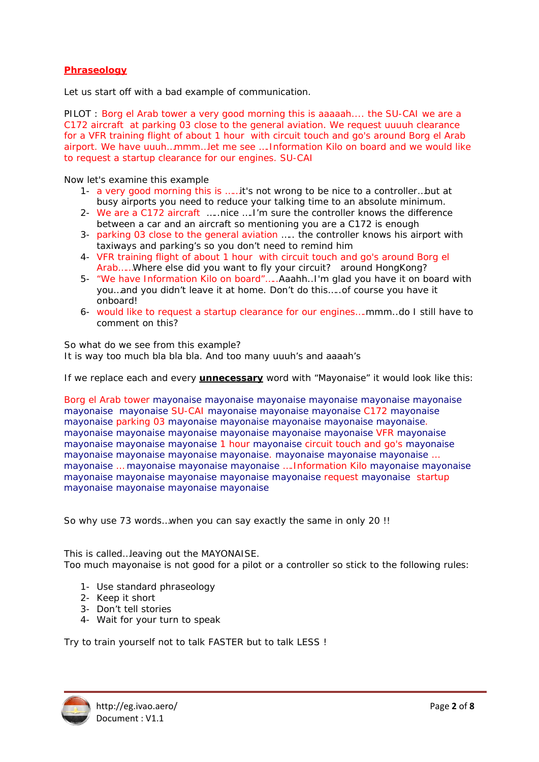## Phraseology

Let us start off with a bad example of communication.

PILOT : Borg el Arab tower a very good morning this is aaaaah.... the SU-CAI we are a C172 aircraft at parking 03 close to the general aviation. We request uuuuh clearance for a VFR training flight of about 1 hour with circuit touch and go's around Borg el Arab airport. We have uuuh...mmm...let me see ....Information Kilo on board and we would like to request a startup clearance for our engines. SU-CAI

Now let's examine this example

1- a very good morning this is ......it's not wrong to be nice to a controller...but at busy airports you need to reduce your talking time to an absolute minimum.
2- We are a C172 aircraft .....nice ....I'm sure the controller knows the difference between a car and an aircraft so mentioning you are a C172 is enough
3- parking 03 close to the general aviation ..... the controller knows his airport with taxiways and parking's so you don't need to remind him
4- VFR training flight of about 1 hour with circuit touch and go's around Borg el Arab......Where else did you want to fly your circuit? around HongKong?
5- "We have Information Kilo on board"......Aaahh..I'm glad you have it on board with you...and you didn't leave it at home. Don't do this.....of course you have it onboard!
6- would like to request a startup clearance for our engines....mmm..do I still have to comment on this?

So what do we see from this example?
It is way too much bla bla bla. And too many uuuh's and aaaah's

If we replace each and every **unnecessary** word with "Mayonaise" it would look like this:

Borg el Arab tower mayonaise mayonaise mayonaise mayonaise mayonaise mayonaise mayonaise mayonaise SU-CAI mayonaise mayonaise mayonaise C172 mayonaise mayonaise parking 03 mayonaise mayonaise mayonaise mayonaise mayonaise. mayonaise mayonaise mayonaise mayonaise mayonaise mayonaise VFR mayonaise mayonaise mayonaise mayonaise 1 hour mayonaise circuit touch and go's mayonaise mayonaise mayonaise mayonaise mayonaise. mayonaise mayonaise mayonaise ... mayonaise ... mayonaise mayonaise mayonaise ....Information Kilo mayonaise mayonaise mayonaise mayonaise mayonaise mayonaise mayonaise request mayonaise startup mayonaise mayonaise mayonaise mayonaise

So why use 73 words...when you can say exactly the same in only 20 !!

This is called...leaving out the MAYONAISE.
Too much mayonaise is not good for a pilot or a controller so stick to the following rules:

1- Use standard phraseology
2- Keep it short
3- Don't tell stories
4- Wait for your turn to speak

Try to train yourself not to talk FASTER but to talk LESS !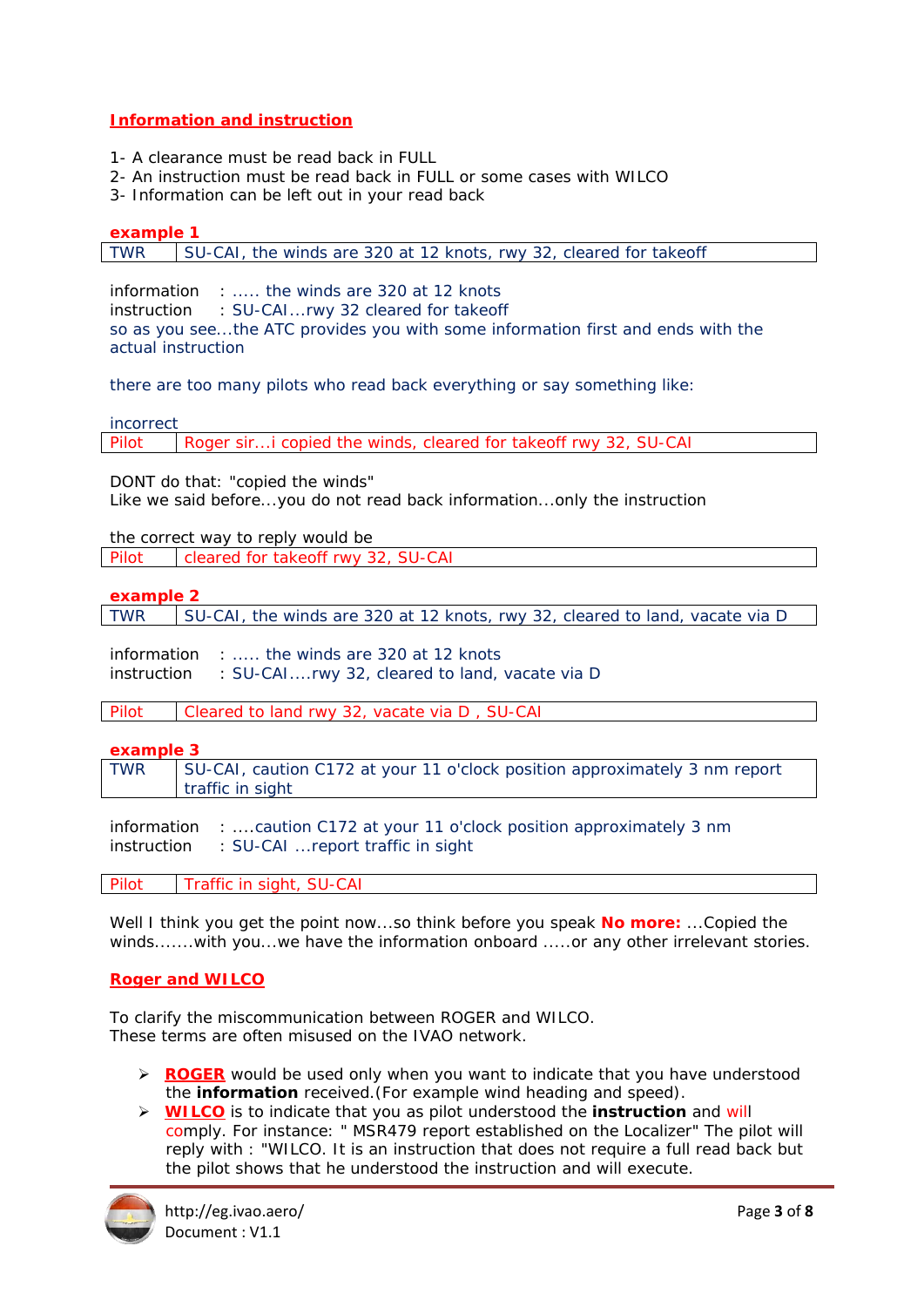## Information and instruction

1- A clearance must be read back in FULL
2- An instruction must be read back in FULL or some cases with WILCO
3- Information can be left out in your read back

**example 1**

| TWR | SU-CAI, the winds are 320 at 12 knots, rwy 32, cleared for takeoff |
|---|---|

information : ..... the winds are 320 at 12 knots
instruction : SU-CAI...rwy 32 cleared for takeoff
so as you see...the ATC provides you with some information first and ends with the actual instruction

there are too many pilots who read back everything or say something like:

incorrect

| Pilot | Roger sir...i copied the winds, cleared for takeoff rwy 32, SU-CAI |
|---|---|

DONT do that: "copied the winds"
Like we said before...you do not read back information...only the instruction

the correct way to reply would be

| Pilot | cleared for takeoff rwy 32, SU-CAI |
|---|---|

**example 2**

| TWR | SU-CAI, the winds are 320 at 12 knots, rwy 32, cleared to land, vacate via D |
|---|---|

information : ..... the winds are 320 at 12 knots
instruction : SU-CAI....rwy 32, cleared to land, vacate via D

| Pilot | Cleared to land rwy 32, vacate via D , SU-CAI |
|---|---|

**example 3**

| TWR | SU-CAI, caution C172 at your 11 o'clock position approximately 3 nm report traffic in sight |
|---|---|

information : ....caution C172 at your 11 o'clock position approximately 3 nm
instruction : SU-CAI ...report traffic in sight

| Pilot | Traffic in sight, SU-CAI |
|---|---|

Well I think you get the point now...so think before you speak **No more:** ...Copied the winds.......with you...we have the information onboard .....or any other irrelevant stories.

## Roger and WILCO

To clarify the miscommunication between ROGER and WILCO.
These terms are often misused on the IVAO network.

- **ROGER** would be used only when you want to indicate that you have understood the **information** received.(For example wind heading and speed).
- **WILCO** is to indicate that you as pilot understood the **instruction** and will comply. For instance: " MSR479 report established on the Localizer" The pilot will reply with : "WILCO. It is an instruction that does not require a full read back but the pilot shows that he understood the instruction and will execute.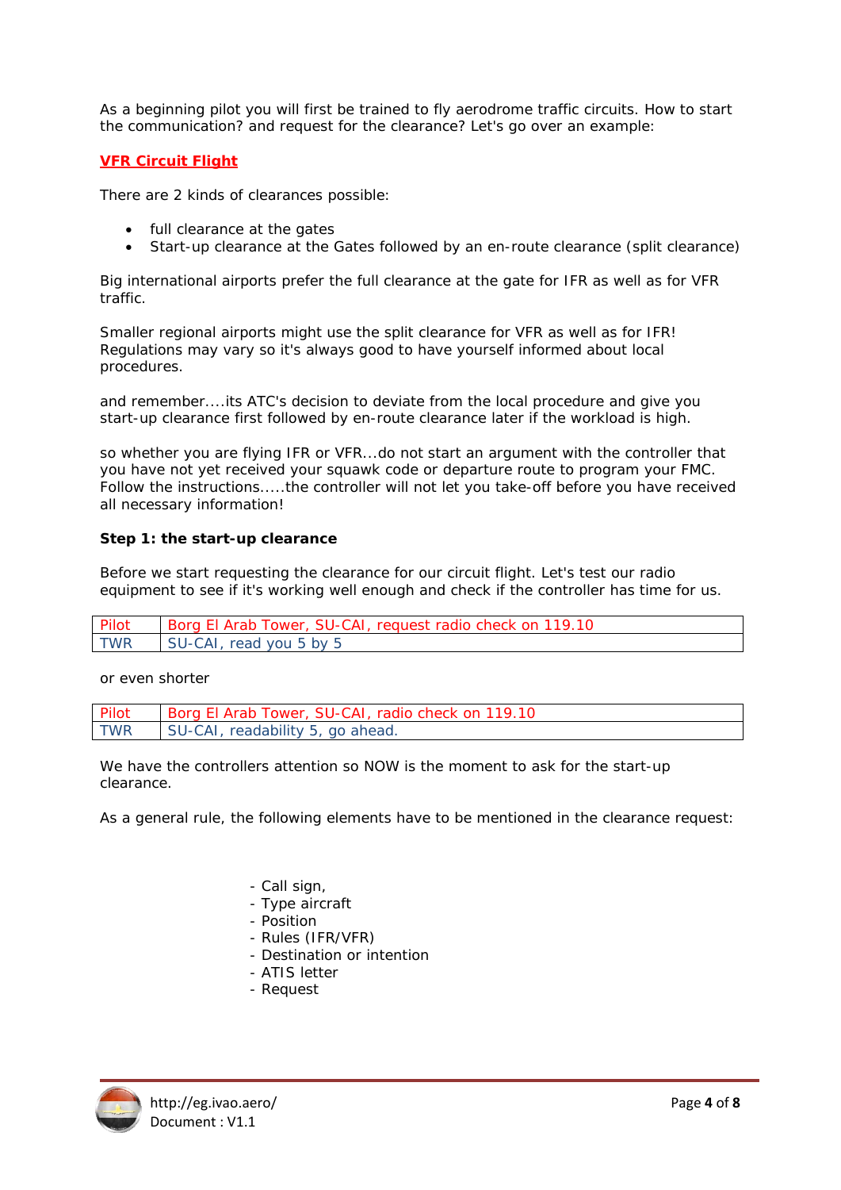As a beginning pilot you will first be trained to fly aerodrome traffic circuits. How to start the communication? and request for the clearance? Let's go over an example:

## VFR Circuit Flight

There are 2 kinds of clearances possible:

- full clearance at the gates
- Start-up clearance at the Gates followed by an en-route clearance (split clearance)

Big international airports prefer the full clearance at the gate for IFR as well as for VFR traffic.

Smaller regional airports might use the split clearance for VFR as well as for IFR! Regulations may vary so it's always good to have yourself informed about local procedures.

and remember....its ATC's decision to deviate from the local procedure and give you start-up clearance first followed by en-route clearance later if the workload is high.

so whether you are flying IFR or VFR...do not start an argument with the controller that you have not yet received your squawk code or departure route to program your FMC. Follow the instructions.....the controller will not let you take-off before you have received all necessary information!

**Step 1: the start-up clearance**

Before we start requesting the clearance for our circuit flight. Let's test our radio equipment to see if it's working well enough and check if the controller has time for us.

| | |
|---|---|
| Pilot | Borg El Arab Tower, SU-CAI, request radio check on 119.10 |
| TWR | SU-CAI, read you 5 by 5 |

or even shorter

| | |
|---|---|
| Pilot | Borg El Arab Tower, SU-CAI, radio check on 119.10 |
| TWR | SU-CAI, readability 5, go ahead. |

We have the controllers attention so NOW is the moment to ask for the start-up clearance.

As a general rule, the following elements have to be mentioned in the clearance request:

- Call sign,
- Type aircraft
- Position
- Rules (IFR/VFR)
- Destination or intention
- ATIS letter
- Request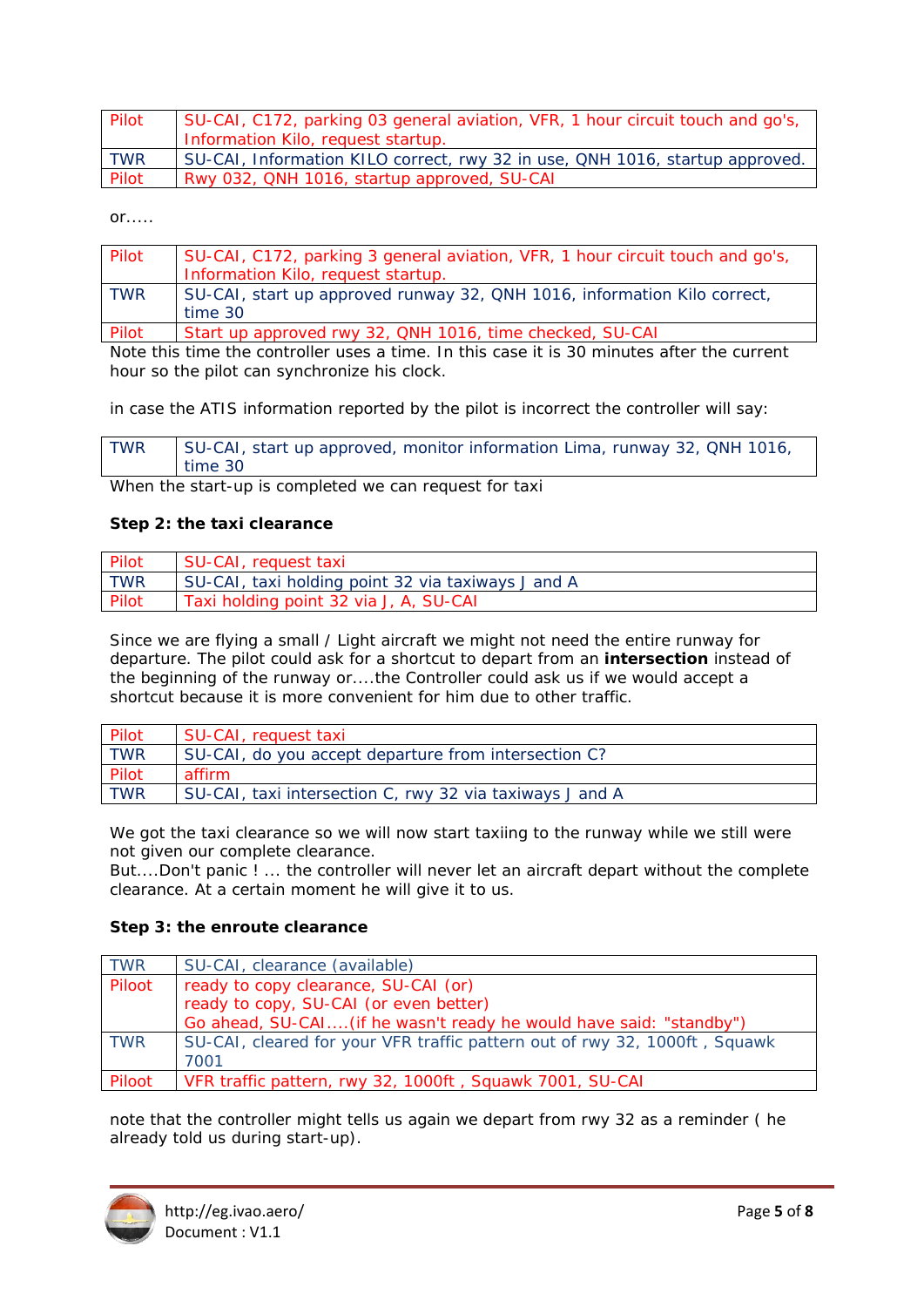| Pilot | SU-CAI, C172, parking 03 general aviation, VFR, 1 hour circuit touch and go's, Information Kilo, request startup. |
| --- | --- |
| TWR | SU-CAI, Information KILO correct, rwy 32 in use, QNH 1016, startup approved. |
| Pilot | Rwy 032, QNH 1016, startup approved, SU-CAI |

or.....

| Pilot | SU-CAI, C172, parking 3 general aviation, VFR, 1 hour circuit touch and go's, Information Kilo, request startup. |
| --- | --- |
| TWR | SU-CAI, start up approved runway 32, QNH 1016, information Kilo correct, time 30 |
| Pilot | Start up approved rwy 32, QNH 1016, time checked, SU-CAI |

Note this time the controller uses a time. In this case it is 30 minutes after the current hour so the pilot can synchronize his clock.

in case the ATIS information reported by the pilot is incorrect the controller will say:

| TWR | SU-CAI, start up approved, monitor information Lima, runway 32, QNH 1016, time 30 |
| --- | --- |

When the start-up is completed we can request for taxi

**Step 2: the taxi clearance**

| Pilot | SU-CAI, request taxi |
| --- | --- |
| TWR | SU-CAI, taxi holding point 32 via taxiways J and A |
| Pilot | Taxi holding point 32 via J, A, SU-CAI |

Since we are flying a small / Light aircraft we might not need the entire runway for departure. The pilot could ask for a shortcut to depart from an **intersection** instead of the beginning of the runway or....the Controller could ask us if we would accept a shortcut because it is more convenient for him due to other traffic.

| Pilot | SU-CAI, request taxi |
| --- | --- |
| TWR | SU-CAI, do you accept departure from intersection C? |
| Pilot | affirm |
| TWR | SU-CAI, taxi intersection C, rwy 32 via taxiways J and A |

We got the taxi clearance so we will now start taxiing to the runway while we still were not given our complete clearance.
But....Don't panic ! ... the controller will never let an aircraft depart without the complete clearance. At a certain moment he will give it to us.

**Step 3: the enroute clearance**

| TWR | SU-CAI, clearance (available) |
| --- | --- |
| Piloot | ready to copy clearance, SU-CAI (or)<br>ready to copy, SU-CAI (or even better)<br>Go ahead, SU-CAI....(if he wasn't ready he would have said: "standby") |
| TWR | SU-CAI, cleared for your VFR traffic pattern out of rwy 32, 1000ft , Squawk 7001 |
| Piloot | VFR traffic pattern, rwy 32, 1000ft , Squawk 7001, SU-CAI |

note that the controller might tells us again we depart from rwy 32 as a reminder ( he already told us during start-up).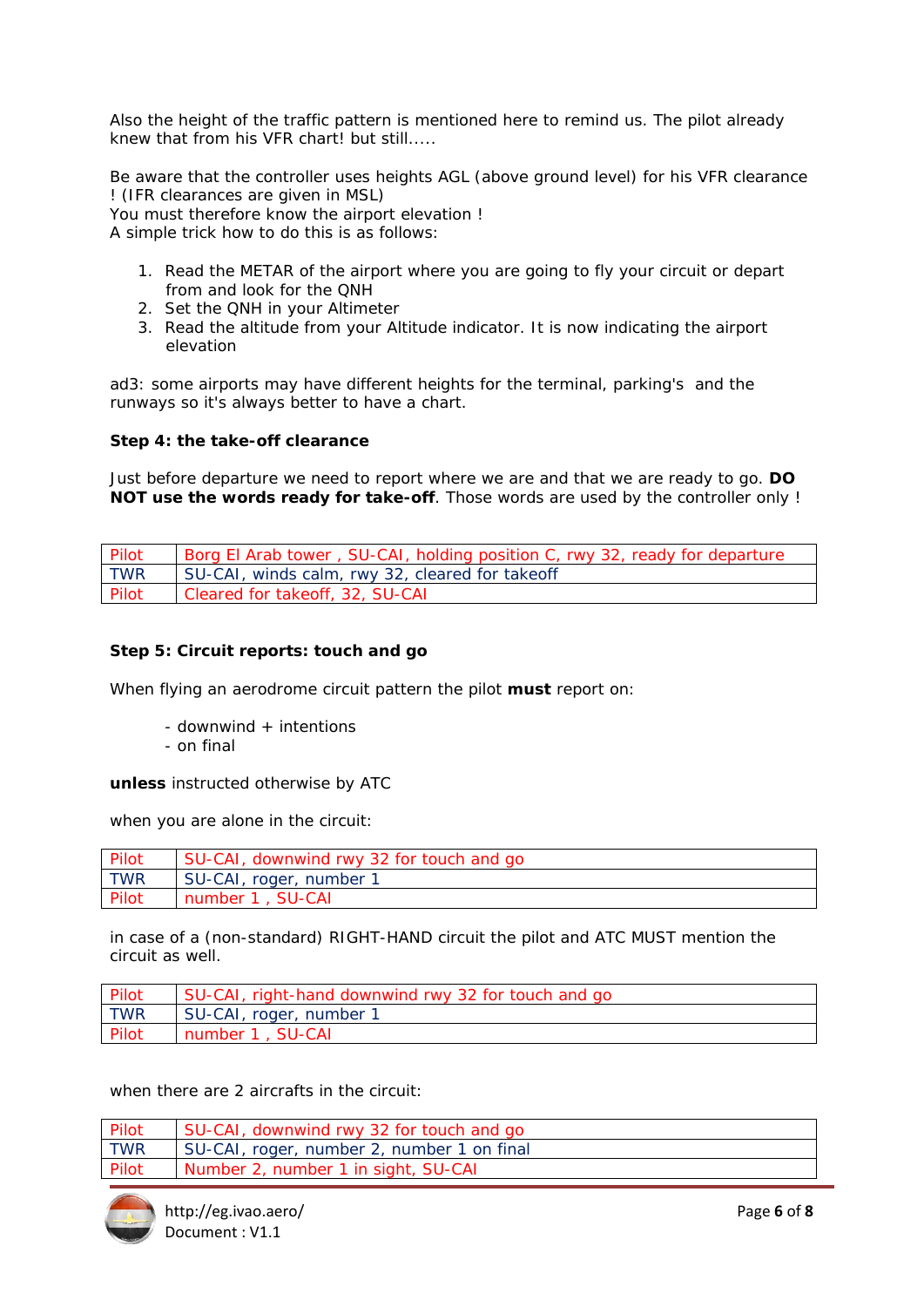Also the height of the traffic pattern is mentioned here to remind us. The pilot already knew that from his VFR chart! but still.....

Be aware that the controller uses heights AGL (above ground level) for his VFR clearance ! (IFR clearances are given in MSL)
You must therefore know the airport elevation !
A simple trick how to do this is as follows:

1. Read the METAR of the airport where you are going to fly your circuit or depart from and look for the QNH
2. Set the QNH in your Altimeter
3. Read the altitude from your Altitude indicator. It is now indicating the airport elevation

ad3: some airports may have different heights for the terminal, parking's and the runways so it's always better to have a chart.

**Step 4: the take-off clearance**

Just before departure we need to report where we are and that we are ready to go. **DO NOT use the words ready for take-off**. Those words are used by the controller only !

| | |
|---|---|
| Pilot | Borg El Arab tower , SU-CAI, holding position C, rwy 32, ready for departure |
| TWR | SU-CAI, winds calm, rwy 32, cleared for takeoff |
| Pilot | Cleared for takeoff, 32, SU-CAI |

**Step 5: Circuit reports: touch and go**

When flying an aerodrome circuit pattern the pilot **must** report on:

- downwind + intentions
- on final

**unless** instructed otherwise by ATC

when you are alone in the circuit:

| | |
|---|---|
| Pilot | SU-CAI, downwind rwy 32 for touch and go |
| TWR | SU-CAI, roger, number 1 |
| Pilot | number 1 , SU-CAI |

in case of a (non-standard) RIGHT-HAND circuit the pilot and ATC MUST mention the circuit as well.

| | |
|---|---|
| Pilot | SU-CAI, right-hand downwind rwy 32 for touch and go |
| TWR | SU-CAI, roger, number 1 |
| Pilot | number 1 , SU-CAI |

when there are 2 aircrafts in the circuit:

| | |
|---|---|
| Pilot | SU-CAI, downwind rwy 32 for touch and go |
| TWR | SU-CAI, roger, number 2, number 1 on final |
| Pilot | Number 2, number 1 in sight, SU-CAI |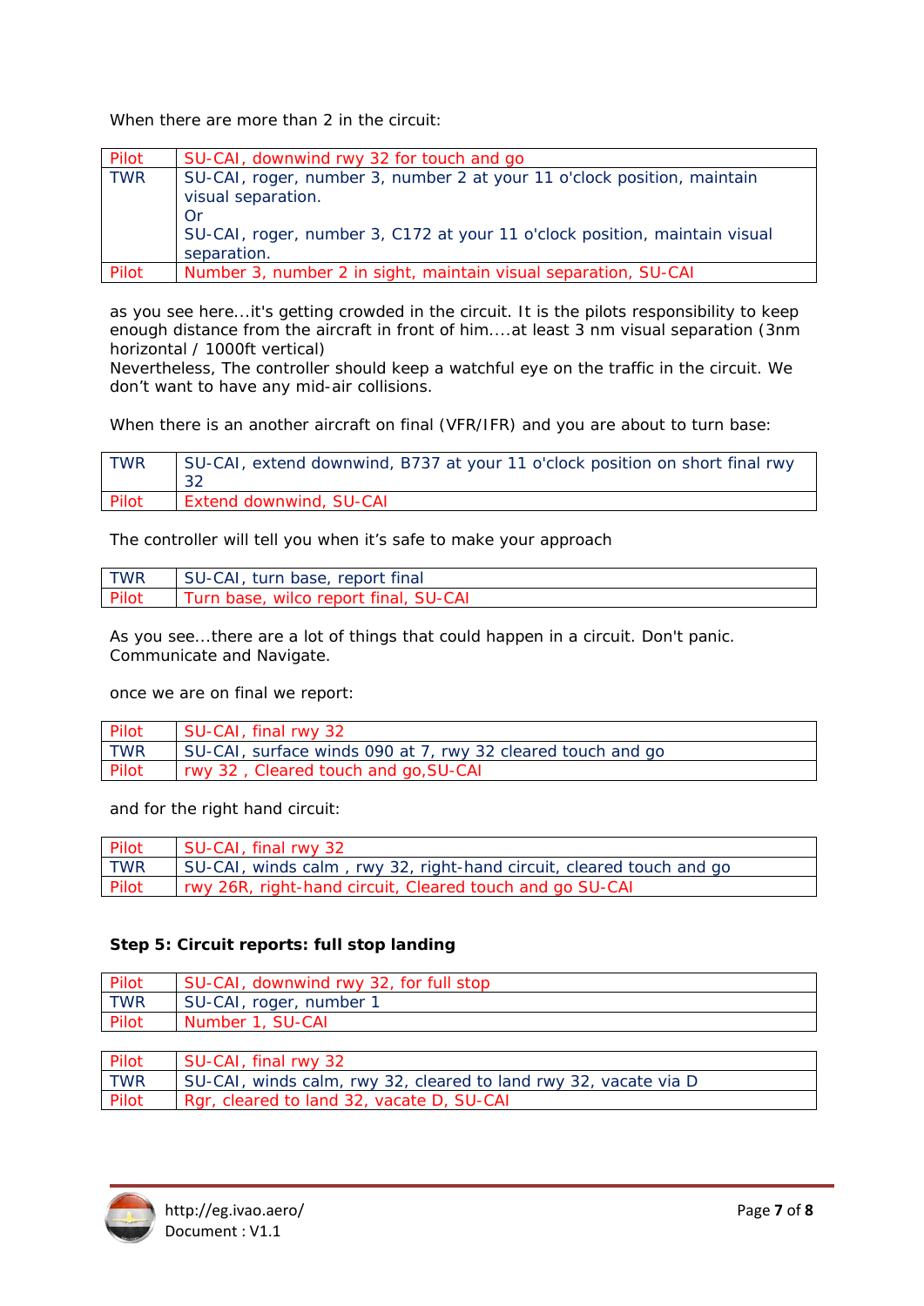When there are more than 2 in the circuit:

| Pilot | SU-CAI, downwind rwy 32 for touch and go |
|---|---|
| TWR | SU-CAI, roger, number 3, number 2 at your 11 o'clock position, maintain visual separation.<br>Or<br>SU-CAI, roger, number 3, C172 at your 11 o'clock position, maintain visual separation. |
| Pilot | Number 3, number 2 in sight, maintain visual separation, SU-CAI |

as you see here...it's getting crowded in the circuit. It is the pilots responsibility to keep enough distance from the aircraft in front of him....at least 3 nm visual separation (3nm horizontal / 1000ft vertical)
Nevertheless, The controller should keep a watchful eye on the traffic in the circuit. We don't want to have any mid-air collisions.

When there is an another aircraft on final (VFR/IFR) and you are about to turn base:

| TWR | SU-CAI, extend downwind, B737 at your 11 o'clock position on short final rwy 32 |
|---|---|
| Pilot | Extend downwind, SU-CAI |

The controller will tell you when it's safe to make your approach

| TWR | SU-CAI, turn base, report final |
|---|---|
| Pilot | Turn base, wilco report final, SU-CAI |

As you see...there are a lot of things that could happen in a circuit. Don't panic. Communicate and Navigate.

once we are on final we report:

| Pilot | SU-CAI, final rwy 32 |
|---|---|
| TWR | SU-CAI, surface winds 090 at 7, rwy 32 cleared touch and go |
| Pilot | rwy 32 , Cleared touch and go,SU-CAI |

and for the right hand circuit:

| Pilot | SU-CAI, final rwy 32 |
|---|---|
| TWR | SU-CAI, winds calm , rwy 32, right-hand circuit, cleared touch and go |
| Pilot | rwy 26R, right-hand circuit, Cleared touch and go SU-CAI |

**Step 5: Circuit reports: full stop landing**

| Pilot | SU-CAI, downwind rwy 32, for full stop |
|---|---|
| TWR | SU-CAI, roger, number 1 |
| Pilot | Number 1, SU-CAI |

| Pilot | SU-CAI, final rwy 32 |
|---|---|
| TWR | SU-CAI, winds calm, rwy 32, cleared to land rwy 32, vacate via D |
| Pilot | Rgr, cleared to land 32, vacate D, SU-CAI |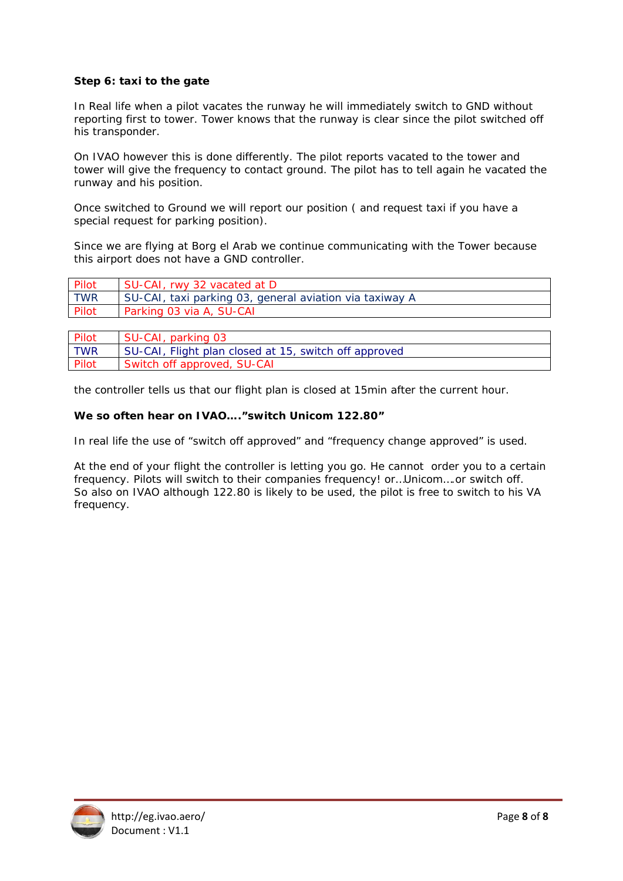**Step 6: taxi to the gate**

In Real life when a pilot vacates the runway he will immediately switch to GND without reporting first to tower. Tower knows that the runway is clear since the pilot switched off his transponder.

On IVAO however this is done differently. The pilot reports vacated to the tower and tower will give the frequency to contact ground. The pilot has to tell again he vacated the runway and his position.

Once switched to Ground we will report our position ( and request taxi if you have a special request for parking position).

Since we are flying at Borg el Arab we continue communicating with the Tower because this airport does not have a GND controller.

| | |
|---|---|
| Pilot | SU-CAI, rwy 32 vacated at D |
| TWR | SU-CAI, taxi parking 03, general aviation via taxiway A |
| Pilot | Parking 03 via A, SU-CAI |

| | |
|---|---|
| Pilot | SU-CAI, parking 03 |
| TWR | SU-CAI, Flight plan closed at 15, switch off approved |
| Pilot | Switch off approved, SU-CAI |

the controller tells us that our flight plan is closed at 15min after the current hour.

**We so often hear on IVAO…."switch Unicom 122.80"**

In real life the use of "switch off approved" and "frequency change approved" is used.

At the end of your flight the controller is letting you go. He cannot order you to a certain frequency. Pilots will switch to their companies frequency! or…Unicom….or switch off.
So also on IVAO although 122.80 is likely to be used, the pilot is free to switch to his VA frequency.